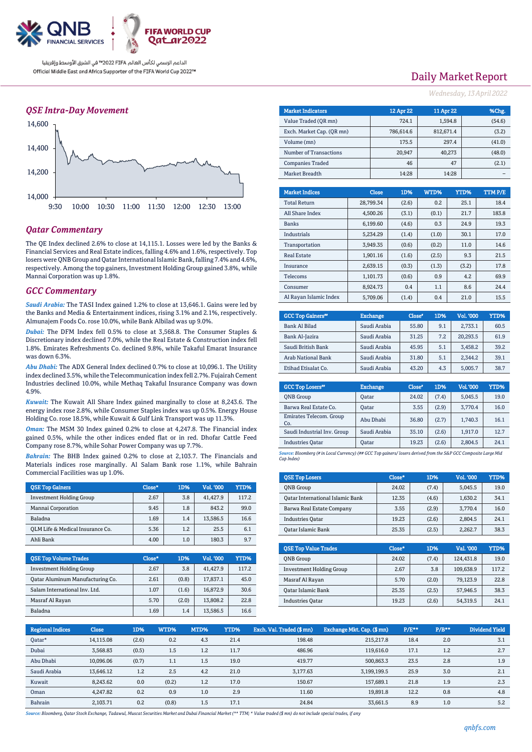QNB FINANCIAL SERVICES

FIFA WORLD CUP Qatar2022

الداعم الرسمي لكأس العالم FIFA 2022™ في الشرق الأوسط وإفريقيا

Official Middle East and Africa Supporter of the FIFA World Cup 2022™

# Daily Market Report

*Wednesday, 13 April 2022*

## QSE Intra-Day Movement

## Qatar Commentary

The QE Index declined 2.6% to close at 14,115.1. Losses were led by the Banks & Financial Services and Real Estate indices, falling 4.6% and 1.6%, respectively. Top losers were QNB Group and Qatar International Islamic Bank, falling 7.4% and 4.6%, respectively. Among the top gainers, Investment Holding Group gained 3.8%, while Mannai Corporation was up 1.8%.

## GCC Commentary

*Saudi Arabia:* The TASI Index gained 1.2% to close at 13,646.1. Gains were led by the Banks and Media & Entertainment indices, rising 3.1% and 2.1%, respectively. Almunajem Foods Co. rose 10.0%, while Bank Albilad was up 9.0%.

*Dubai:* The DFM Index fell 0.5% to close at 3,568.8. The Consumer Staples & Discretionary index declined 7.0%, while Transportation & Construction index fell 1.8%. Emirates Refreshments Co. declined 9.8%, while Takaful Emarat Insurance was down 6.3%.

*Abu Dhabi:* The ADX General Index declined 0.7% to close at 10,096.1. The Utility index declined 3.5%, while the Telecommunication index fell 2.7%. Fujairah Cement Industries declined 10.0%, while Methaq Takaful Insurance Company was down 4.9%.

*Kuwait:* The Kuwait All Share Index gained marginally to close at 8,243.6. The energy index rose 2.8%, while Consumer Staples index was up 0.5%. Energy House Holding Co. rose 18.5%, while Kuwait & Gulf Link Transport was up 11.3%.

*Oman:* The MSM 30 Index gained 0.2% to close at 4,247.8. The Financial index gained 0.5%, while the other indices ended flat or in red. Dhofar Cattle Feed Company rose 8.7%, while Sohar Power Company was up 7.7%.

*Bahrain:* The BHB Index gained 0.2% to close at 2,103.7. The Financials and Materials indices rose marginally. Al Salam Bank rose 1.1%, while Bahrain Commercial Facilities was up 1.0%.

| QSE Top Gainers | Close* | 1D% | Vol. '000 | YTD% |
|---|---|---|---|---|
| Investment Holding Group | 2.67 | 3.8 | 41,427.9 | 117.2 |
| Mannai Corporation | 9.45 | 1.8 | 843.2 | 99.0 |
| Baladna | 1.69 | 1.4 | 13,586.5 | 16.6 |
| QLM Life & Medical Insurance Co. | 5.36 | 1.2 | 25.5 | 6.1 |
| Ahli Bank | 4.00 | 1.0 | 180.3 | 9.7 |

| QSE Top Volume Trades | Close* | 1D% | Vol. '000 | YTD% |
|---|---|---|---|---|
| Investment Holding Group | 2.67 | 3.8 | 41,427.9 | 117.2 |
| Qatar Aluminum Manufacturing Co. | 2.61 | (0.8) | 17,837.1 | 45.0 |
| Salam International Inv. Ltd. | 1.07 | (1.6) | 16,872.9 | 30.6 |
| Masraf Al Rayan | 5.70 | (2.0) | 13,808.2 | 22.8 |
| Baladna | 1.69 | 1.4 | 13,586.5 | 16.6 |

| Market Indicators | 12 Apr 22 | 11 Apr 22 | %Chg. |
|---|---|---|---|
| Value Traded (QR mn) | 724.1 | 1,594.8 | (54.6) |
| Exch. Market Cap. (QR mn) | 786,614.6 | 812,671.4 | (3.2) |
| Volume (mn) | 175.5 | 297.4 | (41.0) |
| Number of Transactions | 20,947 | 40,273 | (48.0) |
| Companies Traded | 46 | 47 | (2.1) |
| Market Breadth | 14:28 | 14:28 | – |

| Market Indices | Close | 1D% | WTD% | YTD% | TTM P/E |
|---|---|---|---|---|---|
| Total Return | 28,799.34 | (2.6) | 0.2 | 25.1 | 18.4 |
| All Share Index | 4,500.26 | (3.1) | (0.1) | 21.7 | 183.8 |
| Banks | 6,199.60 | (4.6) | 0.3 | 24.9 | 19.3 |
| Industrials | 5,234.29 | (1.4) | (1.0) | 30.1 | 17.0 |
| Transportation | 3,949.35 | (0.6) | (0.2) | 11.0 | 14.6 |
| Real Estate | 1,901.16 | (1.6) | (2.5) | 9.3 | 21.5 |
| Insurance | 2,639.15 | (0.3) | (1.3) | (3.2) | 17.8 |
| Telecoms | 1,101.73 | (0.6) | 0.9 | 4.2 | 69.9 |
| Consumer | 8,924.73 | 0.4 | 1.1 | 8.6 | 24.4 |
| Al Rayan Islamic Index | 5,709.06 | (1.4) | 0.4 | 21.0 | 15.5 |

| GCC Top Gainers## | Exchange | Close# | 1D% | Vol. '000 | YTD% |
|---|---|---|---|---|---|
| Bank Al Bilad | Saudi Arabia | 55.80 | 9.1 | 2,733.1 | 60.5 |
| Bank Al-Jazira | Saudi Arabia | 31.25 | 7.2 | 20,293.5 | 61.9 |
| Saudi British Bank | Saudi Arabia | 45.95 | 5.1 | 3,458.2 | 39.2 |
| Arab National Bank | Saudi Arabia | 31.80 | 5.1 | 2,344.2 | 39.1 |
| Etihad Etisalat Co. | Saudi Arabia | 43.20 | 4.3 | 5,005.7 | 38.7 |

| GCC Top Losers## | Exchange | Close# | 1D% | Vol. '000 | YTD% |
|---|---|---|---|---|---|
| QNB Group | Qatar | 24.02 | (7.4) | 5,045.5 | 19.0 |
| Barwa Real Estate Co. | Qatar | 3.55 | (2.9) | 3,770.4 | 16.0 |
| Emirates Telecom. Group Co. | Abu Dhabi | 36.80 | (2.7) | 1,740.3 | 16.1 |
| Saudi Industrial Inv. Group | Saudi Arabia | 35.10 | (2.6) | 1,917.0 | 12.7 |
| Industries Qatar | Qatar | 19.23 | (2.6) | 2,804.5 | 24.1 |

*Source: Bloomberg (# in Local Currency) (## GCC Top gainers/ losers derived from the S&P GCC Composite Large Mid Cap Index)*

| QSE Top Losers | Close* | 1D% | Vol. '000 | YTD% |
|---|---|---|---|---|
| QNB Group | 24.02 | (7.4) | 5,045.5 | 19.0 |
| Qatar International Islamic Bank | 12.35 | (4.6) | 1,630.2 | 34.1 |
| Barwa Real Estate Company | 3.55 | (2.9) | 3,770.4 | 16.0 |
| Industries Qatar | 19.23 | (2.6) | 2,804.5 | 24.1 |
| Qatar Islamic Bank | 25.35 | (2.5) | 2,262.7 | 38.3 |

| QSE Top Value Trades | Close* | 1D% | Val. '000 | YTD% |
|---|---|---|---|---|
| QNB Group | 24.02 | (7.4) | 124,431.8 | 19.0 |
| Investment Holding Group | 2.67 | 3.8 | 109,638.9 | 117.2 |
| Masraf Al Rayan | 5.70 | (2.0) | 79,123.9 | 22.8 |
| Qatar Islamic Bank | 25.35 | (2.5) | 57,946.5 | 38.3 |
| Industries Qatar | 19.23 | (2.6) | 54,319.5 | 24.1 |

| Regional Indices | Close | 1D% | WTD% | MTD% | YTD% | Exch. Val. Traded ($ mn) | Exchange Mkt. Cap. ($ mn) | P/E** | P/B** | Dividend Yield |
|---|---|---|---|---|---|---|---|---|---|---|
| Qatar* | 14,115.08 | (2.6) | 0.2 | 4.3 | 21.4 | 198.48 | 215,217.8 | 18.4 | 2.0 | 3.1 |
| Dubai | 3,568.83 | (0.5) | 1.5 | 1.2 | 11.7 | 486.96 | 119,616.0 | 17.1 | 1.2 | 2.7 |
| Abu Dhabi | 10,096.06 | (0.7) | 1.1 | 1.5 | 19.0 | 419.77 | 500,863.3 | 23.5 | 2.8 | 1.9 |
| Saudi Arabia | 13,646.12 | 1.2 | 2.5 | 4.2 | 21.0 | 3,177.63 | 3,199,199.5 | 25.9 | 3.0 | 2.1 |
| Kuwait | 8,243.62 | 0.0 | (0.2) | 1.2 | 17.0 | 150.67 | 157,689.1 | 21.8 | 1.9 | 2.3 |
| Oman | 4,247.82 | 0.2 | 0.9 | 1.0 | 2.9 | 11.60 | 19,891.8 | 12.2 | 0.8 | 4.8 |
| Bahrain | 2,103.71 | 0.2 | (0.8) | 1.5 | 17.1 | 24.84 | 33,661.5 | 8.9 | 1.0 | 5.2 |

*Source: Bloomberg, Qatar Stock Exchange, Tadawul, Muscat Securities Market and Dubai Financial Market (** TTM; * Value traded ($ mn) do not include special trades, if any*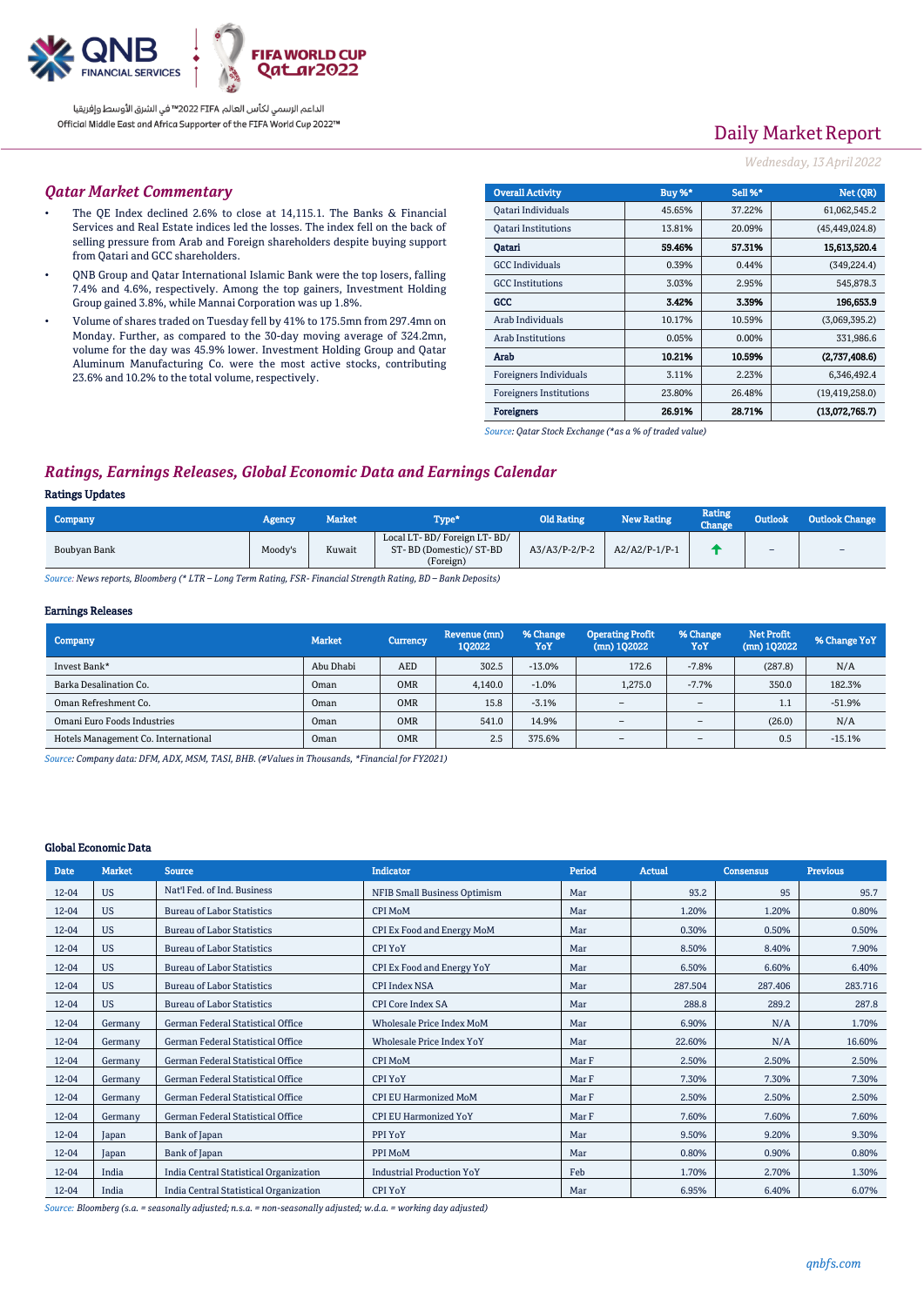# Daily Market Report

*Wednesday, 13 April 2022*

## Qatar Market Commentary

- The QE Index declined 2.6% to close at 14,115.1. The Banks & Financial Services and Real Estate indices led the losses. The index fell on the back of selling pressure from Arab and Foreign shareholders despite buying support from Qatari and GCC shareholders.
- QNB Group and Qatar International Islamic Bank were the top losers, falling 7.4% and 4.6%, respectively. Among the top gainers, Investment Holding Group gained 3.8%, while Mannai Corporation was up 1.8%.
- Volume of shares traded on Tuesday fell by 41% to 175.5mn from 297.4mn on Monday. Further, as compared to the 30-day moving average of 324.2mn, volume for the day was 45.9% lower. Investment Holding Group and Qatar Aluminum Manufacturing Co. were the most active stocks, contributing 23.6% and 10.2% to the total volume, respectively.

| Overall Activity | Buy %* | Sell %* | Net (QR) |
|---|---|---|---|
| Qatari Individuals | 45.65% | 37.22% | 61,062,545.2 |
| Qatari Institutions | 13.81% | 20.09% | (45,449,024.8) |
| **Qatari** | **59.46%** | **57.31%** | **15,613,520.4** |
| GCC Individuals | 0.39% | 0.44% | (349,224.4) |
| GCC Institutions | 3.03% | 2.95% | 545,878.3 |
| **GCC** | **3.42%** | **3.39%** | **196,653.9** |
| Arab Individuals | 10.17% | 10.59% | (3,069,395.2) |
| Arab Institutions | 0.05% | 0.00% | 331,986.6 |
| **Arab** | **10.21%** | **10.59%** | **(2,737,408.6)** |
| Foreigners Individuals | 3.11% | 2.23% | 6,346,492.4 |
| Foreigners Institutions | 23.80% | 26.48% | (19,419,258.0) |
| **Foreigners** | **26.91%** | **28.71%** | **(13,072,765.7)** |

*Source: Qatar Stock Exchange (\*as a % of traded value)*

## Ratings, Earnings Releases, Global Economic Data and Earnings Calendar

### Ratings Updates

| Company | Agency | Market | Type* | Old Rating | New Rating | Rating Change | Outlook | Outlook Change |
|---|---|---|---|---|---|---|---|---|
| Boubyan Bank | Moody's | Kuwait | Local LT- BD/ Foreign LT- BD/ ST- BD (Domestic)/ ST-BD (Foreign) | A3/A3/P-2/P-2 | A2/A2/P-1/P-1 | ↑ | – | – |

*Source: News reports, Bloomberg (\* LTR – Long Term Rating, FSR- Financial Strength Rating, BD – Bank Deposits)*

### Earnings Releases

| Company | Market | Currency | Revenue (mn) 1Q2022 | % Change YoY | Operating Profit (mn) 1Q2022 | % Change YoY | Net Profit (mn) 1Q2022 | % Change YoY |
|---|---|---|---|---|---|---|---|---|
| Invest Bank* | Abu Dhabi | AED | 302.5 | -13.0% | 172.6 | -7.8% | (287.8) | N/A |
| Barka Desalination Co. | Oman | OMR | 4,140.0 | -1.0% | 1,275.0 | -7.7% | 350.0 | 182.3% |
| Oman Refreshment Co. | Oman | OMR | 15.8 | -3.1% | – | – | 1.1 | -51.9% |
| Omani Euro Foods Industries | Oman | OMR | 541.0 | 14.9% | – | – | (26.0) | N/A |
| Hotels Management Co. International | Oman | OMR | 2.5 | 375.6% | – | – | 0.5 | -15.1% |

*Source: Company data: DFM, ADX, MSM, TASI, BHB. (#Values in Thousands, \*Financial for FY2021)*

### Global Economic Data

| Date | Market | Source | Indicator | Period | Actual | Consensus | Previous |
|---|---|---|---|---|---|---|---|
| 12-04 | US | Nat'l Fed. of Ind. Business | NFIB Small Business Optimism | Mar | 93.2 | 95 | 95.7 |
| 12-04 | US | Bureau of Labor Statistics | CPI MoM | Mar | 1.20% | 1.20% | 0.80% |
| 12-04 | US | Bureau of Labor Statistics | CPI Ex Food and Energy MoM | Mar | 0.30% | 0.50% | 0.50% |
| 12-04 | US | Bureau of Labor Statistics | CPI YoY | Mar | 8.50% | 8.40% | 7.90% |
| 12-04 | US | Bureau of Labor Statistics | CPI Ex Food and Energy YoY | Mar | 6.50% | 6.60% | 6.40% |
| 12-04 | US | Bureau of Labor Statistics | CPI Index NSA | Mar | 287.504 | 287.406 | 283.716 |
| 12-04 | US | Bureau of Labor Statistics | CPI Core Index SA | Mar | 288.8 | 289.2 | 287.8 |
| 12-04 | Germany | German Federal Statistical Office | Wholesale Price Index MoM | Mar | 6.90% | N/A | 1.70% |
| 12-04 | Germany | German Federal Statistical Office | Wholesale Price Index YoY | Mar | 22.60% | N/A | 16.60% |
| 12-04 | Germany | German Federal Statistical Office | CPI MoM | Mar F | 2.50% | 2.50% | 2.50% |
| 12-04 | Germany | German Federal Statistical Office | CPI YoY | Mar F | 7.30% | 7.30% | 7.30% |
| 12-04 | Germany | German Federal Statistical Office | CPI EU Harmonized MoM | Mar F | 2.50% | 2.50% | 2.50% |
| 12-04 | Germany | German Federal Statistical Office | CPI EU Harmonized YoY | Mar F | 7.60% | 7.60% | 7.60% |
| 12-04 | Japan | Bank of Japan | PPI YoY | Mar | 9.50% | 9.20% | 9.30% |
| 12-04 | Japan | Bank of Japan | PPI MoM | Mar | 0.80% | 0.90% | 0.80% |
| 12-04 | India | India Central Statistical Organization | Industrial Production YoY | Feb | 1.70% | 2.70% | 1.30% |
| 12-04 | India | India Central Statistical Organization | CPI YoY | Mar | 6.95% | 6.40% | 6.07% |

*Source: Bloomberg (s.a. = seasonally adjusted; n.s.a. = non-seasonally adjusted; w.d.a. = working day adjusted)*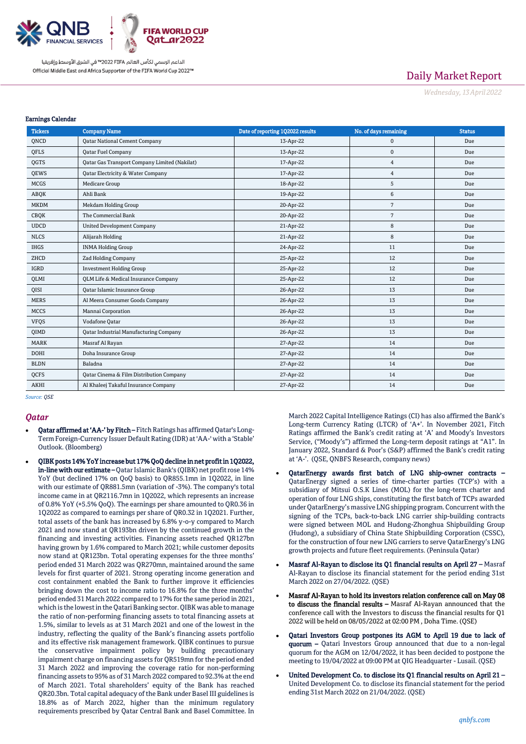## Earnings Calendar

| Tickers | Company Name | Date of reporting 1Q2022 results | No. of days remaining | Status |
|---|---|---|---|---|
| QNCD | Qatar National Cement Company | 13-Apr-22 | 0 | Due |
| QFLS | Qatar Fuel Company | 13-Apr-22 | 0 | Due |
| QGTS | Qatar Gas Transport Company Limited (Nakilat) | 17-Apr-22 | 4 | Due |
| QEWS | Qatar Electricity & Water Company | 17-Apr-22 | 4 | Due |
| MCGS | Medicare Group | 18-Apr-22 | 5 | Due |
| ABQK | Ahli Bank | 19-Apr-22 | 6 | Due |
| MKDM | Mekdam Holding Group | 20-Apr-22 | 7 | Due |
| CBQK | The Commercial Bank | 20-Apr-22 | 7 | Due |
| UDCD | United Development Company | 21-Apr-22 | 8 | Due |
| NLCS | Alijarah Holding | 21-Apr-22 | 8 | Due |
| IHGS | INMA Holding Group | 24-Apr-22 | 11 | Due |
| ZHCD | Zad Holding Company | 25-Apr-22 | 12 | Due |
| IGRD | Investment Holding Group | 25-Apr-22 | 12 | Due |
| QLMI | QLM Life & Medical Insurance Company | 25-Apr-22 | 12 | Due |
| QISI | Qatar Islamic Insurance Group | 26-Apr-22 | 13 | Due |
| MERS | Al Meera Consumer Goods Company | 26-Apr-22 | 13 | Due |
| MCCS | Mannai Corporation | 26-Apr-22 | 13 | Due |
| VFQS | Vodafone Qatar | 26-Apr-22 | 13 | Due |
| QIMD | Qatar Industrial Manufacturing Company | 26-Apr-22 | 13 | Due |
| MARK | Masraf Al Rayan | 27-Apr-22 | 14 | Due |
| DOHI | Doha Insurance Group | 27-Apr-22 | 14 | Due |
| BLDN | Baladna | 27-Apr-22 | 14 | Due |
| QCFS | Qatar Cinema & Film Distribution Company | 27-Apr-22 | 14 | Due |
| AKHI | Al Khaleej Takaful Insurance Company | 27-Apr-22 | 14 | Due |

*Source: QSE*

## Qatar

- **Qatar affirmed at 'AA-' by Fitch –** Fitch Ratings has affirmed Qatar's Long-Term Foreign-Currency Issuer Default Rating (IDR) at 'AA-' with a 'Stable' Outlook. (Bloomberg)
- **QIBK posts 14% YoY increase but 17% QoQ decline in net profit in 1Q2022, in-line with our estimate –** Qatar Islamic Bank's (QIBK) net profit rose 14% YoY (but declined 17% on QoQ basis) to QR855.1mn in 1Q2022, in line with our estimate of QR881.5mn (variation of -3%). The company's total income came in at QR2116.7mn in 1Q2022, which represents an increase of 0.8% YoY (+5.5% QoQ). The earnings per share amounted to QR0.36 in 1Q2022 as compared to earnings per share of QR0.32 in 1Q2021. Further, total assets of the bank has increased by 6.8% y-o-y compared to March 2021 and now stand at QR193bn driven by the continued growth in the financing and investing activities. Financing assets reached QR127bn having grown by 1.6% compared to March 2021; while customer deposits now stand at QR123bn. Total operating expenses for the three months' period ended 31 March 2022 was QR270mn, maintained around the same levels for first quarter of 2021. Strong operating income generation and cost containment enabled the Bank to further improve it efficiencies bringing down the cost to income ratio to 16.8% for the three months' period ended 31 March 2022 compared to 17% for the same period in 2021, which is the lowest in the Qatari Banking sector. QIBK was able to manage the ratio of non-performing financing assets to total financing assets at 1.5%, similar to levels as at 31 March 2021 and one of the lowest in the industry, reflecting the quality of the Bank's financing assets portfolio and its effective risk management framework. QIBK continues to pursue the conservative impairment policy by building precautionary impairment charge on financing assets for QR519mn for the period ended 31 March 2022 and improving the coverage ratio for non-performing financing assets to 95% as of 31 March 2022 compared to 92.3% at the end of March 2021. Total shareholders' equity of the Bank has reached QR20.3bn. Total capital adequacy of the Bank under Basel III guidelines is 18.8% as of March 2022, higher than the minimum regulatory requirements prescribed by Qatar Central Bank and Basel Committee. In March 2022 Capital Intelligence Ratings (CI) has also affirmed the Bank's Long-term Currency Rating (LTCR) of 'A+'. In November 2021, Fitch Ratings affirmed the Bank's credit rating at 'A' and Moody's Investors Service, ("Moody's") affirmed the Long-term deposit ratings at "A1". In January 2022, Standard & Poor's (S&P) affirmed the Bank's credit rating at 'A-'. (QSE, QNBFS Research, company news)
- **QatarEnergy awards first batch of LNG ship-owner contracts –** QatarEnergy signed a series of time-charter parties (TCP's) with a subsidiary of Mitsui O.S.K Lines (MOL) for the long-term charter and operation of four LNG ships, constituting the first batch of TCPs awarded under QatarEnergy's massive LNG shipping program. Concurrent with the signing of the TCPs, back-to-back LNG carrier ship-building contracts were signed between MOL and Hudong-Zhonghua Shipbuilding Group (Hudong), a subsidiary of China State Shipbuilding Corporation (CSSC), for the construction of four new LNG carriers to serve QatarEnergy's LNG growth projects and future fleet requirements. (Peninsula Qatar)
- **Masraf Al-Rayan to disclose its Q1 financial results on April 27 –** Masraf Al-Rayan to disclose its financial statement for the period ending 31st March 2022 on 27/04/2022. (QSE)
- **Masraf Al-Rayan to hold its investors relation conference call on May 08 to discuss the financial results –** Masraf Al-Rayan announced that the conference call with the Investors to discuss the financial results for Q1 2022 will be held on 08/05/2022 at 02:00 PM , Doha Time. (QSE)
- **Qatari Investors Group postpones its AGM to April 19 due to lack of quorum –** Qatari Investors Group announced that due to a non-legal quorum for the AGM on 12/04/2022, it has been decided to postpone the meeting to 19/04/2022 at 09:00 PM at QIG Headquarter - Lusail. (QSE)
- **United Development Co. to disclose its Q1 financial results on April 21 –** United Development Co. to disclose its financial statement for the period ending 31st March 2022 on 21/04/2022. (QSE)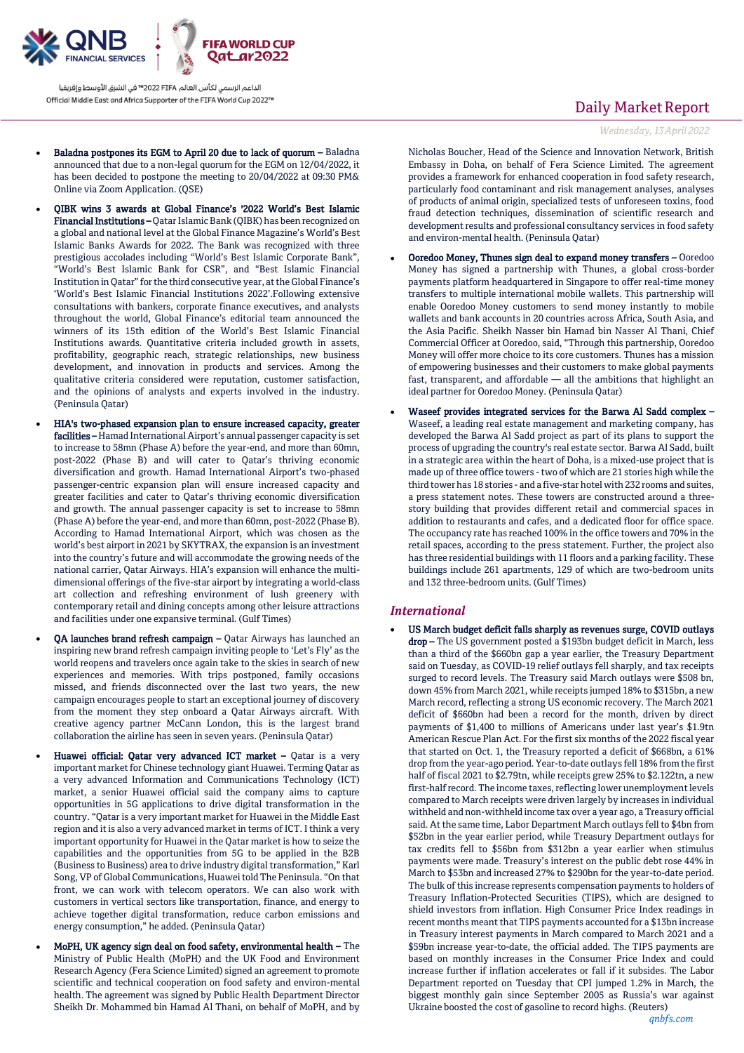- **Baladna postpones its EGM to April 20 due to lack of quorum –** Baladna announced that due to a non-legal quorum for the EGM on 12/04/2022, it has been decided to postpone the meeting to 20/04/2022 at 09:30 PM& Online via Zoom Application. (QSE)

- **QIBK wins 3 awards at Global Finance's '2022 World's Best Islamic Financial Institutions –** Qatar Islamic Bank (QIBK) has been recognized on a global and national level at the Global Finance Magazine's World's Best Islamic Banks Awards for 2022. The Bank was recognized with three prestigious accolades including "World's Best Islamic Corporate Bank", "World's Best Islamic Bank for CSR", and "Best Islamic Financial Institution in Qatar" for the third consecutive year, at the Global Finance's 'World's Best Islamic Financial Institutions 2022'.Following extensive consultations with bankers, corporate finance executives, and analysts throughout the world, Global Finance's editorial team announced the winners of its 15th edition of the World's Best Islamic Financial Institutions awards. Quantitative criteria included growth in assets, profitability, geographic reach, strategic relationships, new business development, and innovation in products and services. Among the qualitative criteria considered were reputation, customer satisfaction, and the opinions of analysts and experts involved in the industry. (Peninsula Qatar)

- **HIA's two-phased expansion plan to ensure increased capacity, greater facilities –** Hamad International Airport's annual passenger capacity is set to increase to 58mn (Phase A) before the year-end, and more than 60mn, post-2022 (Phase B) and will cater to Qatar's thriving economic diversification and growth. Hamad International Airport's two-phased passenger-centric expansion plan will ensure increased capacity and greater facilities and cater to Qatar's thriving economic diversification and growth. The annual passenger capacity is set to increase to 58mn (Phase A) before the year-end, and more than 60mn, post-2022 (Phase B). According to Hamad International Airport, which was chosen as the world's best airport in 2021 by SKYTRAX, the expansion is an investment into the country's future and will accommodate the growing needs of the national carrier, Qatar Airways. HIA's expansion will enhance the multi-dimensional offerings of the five-star airport by integrating a world-class art collection and refreshing environment of lush greenery with contemporary retail and dining concepts among other leisure attractions and facilities under one expansive terminal. (Gulf Times)

- **QA launches brand refresh campaign –** Qatar Airways has launched an inspiring new brand refresh campaign inviting people to 'Let's Fly' as the world reopens and travelers once again take to the skies in search of new experiences and memories. With trips postponed, family occasions missed, and friends disconnected over the last two years, the new campaign encourages people to start an exceptional journey of discovery from the moment they step onboard a Qatar Airways aircraft. With creative agency partner McCann London, this is the largest brand collaboration the airline has seen in seven years. (Peninsula Qatar)

- **Huawei official: Qatar very advanced ICT market –** Qatar is a very important market for Chinese technology giant Huawei. Terming Qatar as a very advanced Information and Communications Technology (ICT) market, a senior Huawei official said the company aims to capture opportunities in 5G applications to drive digital transformation in the country. "Qatar is a very important market for Huawei in the Middle East region and it is also a very advanced market in terms of ICT. I think a very important opportunity for Huawei in the Qatar market is how to seize the capabilities and the opportunities from 5G to be applied in the B2B (Business to Business) area to drive industry digital transformation," Karl Song, VP of Global Communications, Huawei told The Peninsula. "On that front, we can work with telecom operators. We can also work with customers in vertical sectors like transportation, finance, and energy to achieve together digital transformation, reduce carbon emissions and energy consumption," he added. (Peninsula Qatar)

- **MoPH, UK agency sign deal on food safety, environmental health –** The Ministry of Public Health (MoPH) and the UK Food and Environment Research Agency (Fera Science Limited) signed an agreement to promote scientific and technical cooperation on food safety and environ-mental health. The agreement was signed by Public Health Department Director Sheikh Dr. Mohammed bin Hamad Al Thani, on behalf of MoPH, and by Nicholas Boucher, Head of the Science and Innovation Network, British Embassy in Doha, on behalf of Fera Science Limited. The agreement provides a framework for enhanced cooperation in food safety research, particularly food contaminant and risk management analyses, analyses of products of animal origin, specialized tests of unforeseen toxins, food fraud detection techniques, dissemination of scientific research and development results and professional consultancy services in food safety and environ-mental health. (Peninsula Qatar)

- **Ooredoo Money, Thunes sign deal to expand money transfers –** Ooredoo Money has signed a partnership with Thunes, a global cross-border payments platform headquartered in Singapore to offer real-time money transfers to multiple international mobile wallets. This partnership will enable Ooredoo Money customers to send money instantly to mobile wallets and bank accounts in 20 countries across Africa, South Asia, and the Asia Pacific. Sheikh Nasser bin Hamad bin Nasser Al Thani, Chief Commercial Officer at Ooredoo, said, "Through this partnership, Ooredoo Money will offer more choice to its core customers. Thunes has a mission of empowering businesses and their customers to make global payments fast, transparent, and affordable — all the ambitions that highlight an ideal partner for Ooredoo Money. (Peninsula Qatar)

- **Waseef provides integrated services for the Barwa Al Sadd complex –** Waseef, a leading real estate management and marketing company, has developed the Barwa Al Sadd project as part of its plans to support the process of upgrading the country's real estate sector. Barwa Al Sadd, built in a strategic area within the heart of Doha, is a mixed-use project that is made up of three office towers - two of which are 21 stories high while the third tower has 18 stories - and a five-star hotel with 232 rooms and suites, a press statement notes. These towers are constructed around a three-story building that provides different retail and commercial spaces in addition to restaurants and cafes, and a dedicated floor for office space. The occupancy rate has reached 100% in the office towers and 70% in the retail spaces, according to the press statement. Further, the project also has three residential buildings with 11 floors and a parking facility. These buildings include 261 apartments, 129 of which are two-bedroom units and 132 three-bedroom units. (Gulf Times)

## *International*

- **US March budget deficit falls sharply as revenues surge, COVID outlays drop –** The US government posted a $193bn budget deficit in March, less than a third of the $660bn gap a year earlier, the Treasury Department said on Tuesday, as COVID-19 relief outlays fell sharply, and tax receipts surged to record levels. The Treasury said March outlays were $508 bn, down 45% from March 2021, while receipts jumped 18% to $315bn, a new March record, reflecting a strong US economic recovery. The March 2021 deficit of $660bn had been a record for the month, driven by direct payments of $1,400 to millions of Americans under last year's $1.9tn American Rescue Plan Act. For the first six months of the 2022 fiscal year that started on Oct. 1, the Treasury reported a deficit of $668bn, a 61% drop from the year-ago period. Year-to-date outlays fell 18% from the first half of fiscal 2021 to $2.79tn, while receipts grew 25% to $2.122tn, a new first-half record. The income taxes, reflecting lower unemployment levels compared to March receipts were driven largely by increases in individual withheld and non-withheld income tax over a year ago, a Treasury official said. At the same time, Labor Department March outlays fell to $4bn from $52bn in the year earlier period, while Treasury Department outlays for tax credits fell to $56bn from $312bn a year earlier when stimulus payments were made. Treasury's interest on the public debt rose 44% in March to $53bn and increased 27% to $290bn for the year-to-date period. The bulk of this increase represents compensation payments to holders of Treasury Inflation-Protected Securities (TIPS), which are designed to shield investors from inflation. High Consumer Price Index readings in recent months meant that TIPS payments accounted for a $13bn increase in Treasury interest payments in March compared to March 2021 and a $59bn increase year-to-date, the official added. The TIPS payments are based on monthly increases in the Consumer Price Index and could increase further if inflation accelerates or fall if it subsides. The Labor Department reported on Tuesday that CPI jumped 1.2% in March, the biggest monthly gain since September 2005 as Russia's war against Ukraine boosted the cost of gasoline to record highs. (Reuters)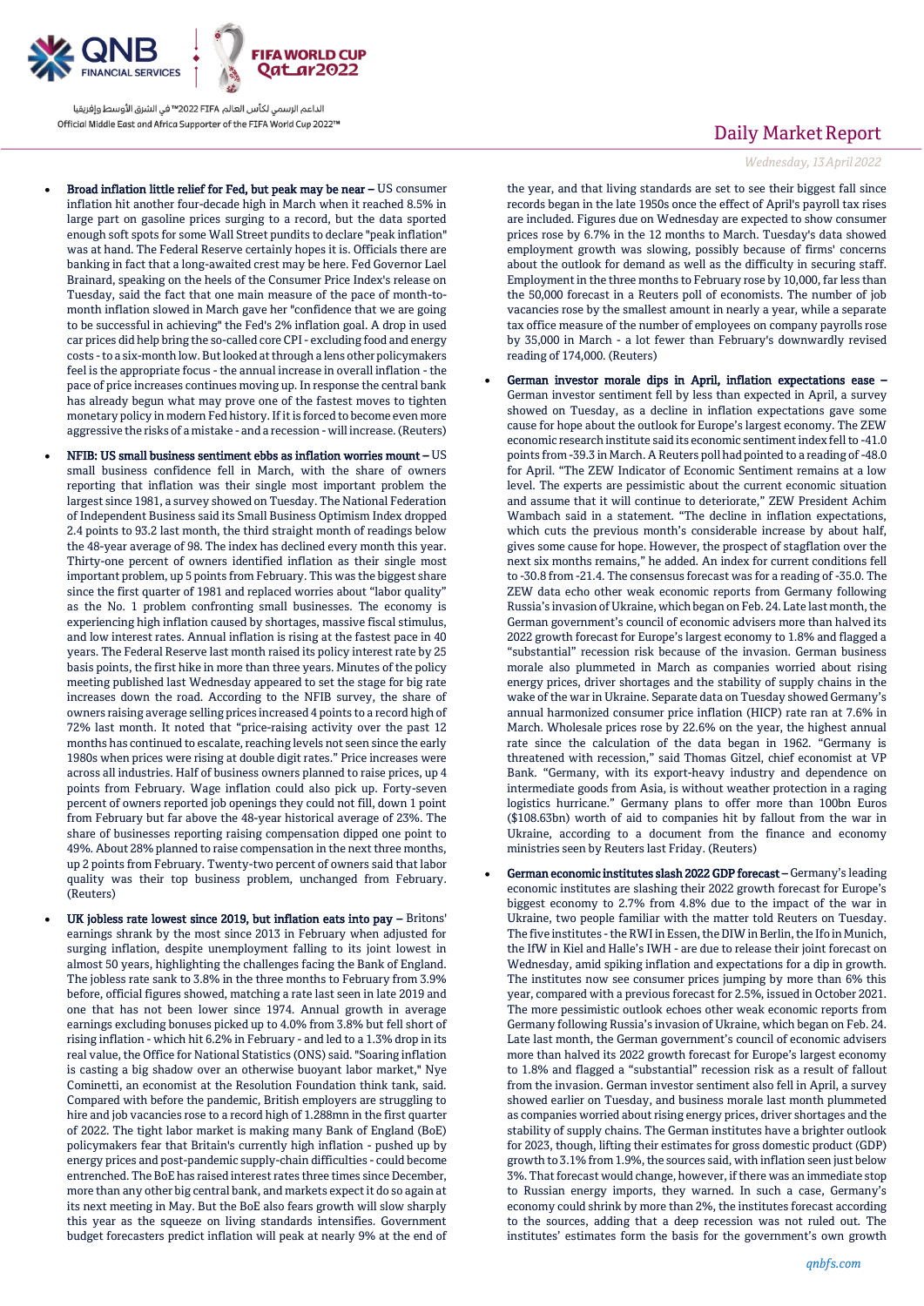- **Broad inflation little relief for Fed, but peak may be near –** US consumer inflation hit another four-decade high in March when it reached 8.5% in large part on gasoline prices surging to a record, but the data sported enough soft spots for some Wall Street pundits to declare "peak inflation" was at hand. The Federal Reserve certainly hopes it is. Officials there are banking in fact that a long-awaited crest may be here. Fed Governor Lael Brainard, speaking on the heels of the Consumer Price Index's release on Tuesday, said the fact that one main measure of the pace of month-to-month inflation slowed in March gave her "confidence that we are going to be successful in achieving" the Fed's 2% inflation goal. A drop in used car prices did help bring the so-called core CPI - excluding food and energy costs - to a six-month low. But looked at through a lens other policymakers feel is the appropriate focus - the annual increase in overall inflation - the pace of price increases continues moving up. In response the central bank has already begun what may prove one of the fastest moves to tighten monetary policy in modern Fed history. If it is forced to become even more aggressive the risks of a mistake - and a recession - will increase. (Reuters)

- **NFIB: US small business sentiment ebbs as inflation worries mount –** US small business confidence fell in March, with the share of owners reporting that inflation was their single most important problem the largest since 1981, a survey showed on Tuesday. The National Federation of Independent Business said its Small Business Optimism Index dropped 2.4 points to 93.2 last month, the third straight month of readings below the 48-year average of 98. The index has declined every month this year. Thirty-one percent of owners identified inflation as their single most important problem, up 5 points from February. This was the biggest share since the first quarter of 1981 and replaced worries about "labor quality" as the No. 1 problem confronting small businesses. The economy is experiencing high inflation caused by shortages, massive fiscal stimulus, and low interest rates. Annual inflation is rising at the fastest pace in 40 years. The Federal Reserve last month raised its policy interest rate by 25 basis points, the first hike in more than three years. Minutes of the policy meeting published last Wednesday appeared to set the stage for big rate increases down the road. According to the NFIB survey, the share of owners raising average selling prices increased 4 points to a record high of 72% last month. It noted that "price-raising activity over the past 12 months has continued to escalate, reaching levels not seen since the early 1980s when prices were rising at double digit rates." Price increases were across all industries. Half of business owners planned to raise prices, up 4 points from February. Wage inflation could also pick up. Forty-seven percent of owners reported job openings they could not fill, down 1 point from February but far above the 48-year historical average of 23%. The share of businesses reporting raising compensation dipped one point to 49%. About 28% planned to raise compensation in the next three months, up 2 points from February. Twenty-two percent of owners said that labor quality was their top business problem, unchanged from February. (Reuters)

- **UK jobless rate lowest since 2019, but inflation eats into pay –** Britons' earnings shrank by the most since 2013 in February when adjusted for surging inflation, despite unemployment falling to its joint lowest in almost 50 years, highlighting the challenges facing the Bank of England. The jobless rate sank to 3.8% in the three months to February from 3.9% before, official figures showed, matching a rate last seen in late 2019 and one that has not been lower since 1974. Annual growth in average earnings excluding bonuses picked up to 4.0% from 3.8% but fell short of rising inflation - which hit 6.2% in February - and led to a 1.3% drop in its real value, the Office for National Statistics (ONS) said. "Soaring inflation is casting a big shadow over an otherwise buoyant labor market," Nye Cominetti, an economist at the Resolution Foundation think tank, said. Compared with before the pandemic, British employers are struggling to hire and job vacancies rose to a record high of 1.288mn in the first quarter of 2022. The tight labor market is making many Bank of England (BoE) policymakers fear that Britain's currently high inflation - pushed up by energy prices and post-pandemic supply-chain difficulties - could become entrenched. The BoE has raised interest rates three times since December, more than any other big central bank, and markets expect it do so again at its next meeting in May. But the BoE also fears growth will slow sharply this year as the squeeze on living standards intensifies. Government budget forecasters predict inflation will peak at nearly 9% at the end of the year, and that living standards are set to see their biggest fall since records began in the late 1950s once the effect of April's payroll tax rises are included. Figures due on Wednesday are expected to show consumer prices rose by 6.7% in the 12 months to March. Tuesday's data showed employment growth was slowing, possibly because of firms' concerns about the outlook for demand as well as the difficulty in securing staff. Employment in the three months to February rose by 10,000, far less than the 50,000 forecast in a Reuters poll of economists. The number of job vacancies rose by the smallest amount in nearly a year, while a separate tax office measure of the number of employees on company payrolls rose by 35,000 in March - a lot fewer than February's downwardly revised reading of 174,000. (Reuters)

- **German investor morale dips in April, inflation expectations ease –** German investor sentiment fell by less than expected in April, a survey showed on Tuesday, as a decline in inflation expectations gave some cause for hope about the outlook for Europe's largest economy. The ZEW economic research institute said its economic sentiment index fell to -41.0 points from -39.3 in March. A Reuters poll had pointed to a reading of -48.0 for April. "The ZEW Indicator of Economic Sentiment remains at a low level. The experts are pessimistic about the current economic situation and assume that it will continue to deteriorate," ZEW President Achim Wambach said in a statement. "The decline in inflation expectations, which cuts the previous month's considerable increase by about half, gives some cause for hope. However, the prospect of stagflation over the next six months remains," he added. An index for current conditions fell to -30.8 from -21.4. The consensus forecast was for a reading of -35.0. The ZEW data echo other weak economic reports from Germany following Russia's invasion of Ukraine, which began on Feb. 24. Late last month, the German government's council of economic advisers more than halved its 2022 growth forecast for Europe's largest economy to 1.8% and flagged a "substantial" recession risk because of the invasion. German business morale also plummeted in March as companies worried about rising energy prices, driver shortages and the stability of supply chains in the wake of the war in Ukraine. Separate data on Tuesday showed Germany's annual harmonized consumer price inflation (HICP) rate ran at 7.6% in March. Wholesale prices rose by 22.6% on the year, the highest annual rate since the calculation of the data began in 1962. "Germany is threatened with recession," said Thomas Gitzel, chief economist at VP Bank. "Germany, with its export-heavy industry and dependence on intermediate goods from Asia, is without weather protection in a raging logistics hurricane." Germany plans to offer more than 100bn Euros ($108.63bn) worth of aid to companies hit by fallout from the war in Ukraine, according to a document from the finance and economy ministries seen by Reuters last Friday. (Reuters)

- **German economic institutes slash 2022 GDP forecast –** Germany's leading economic institutes are slashing their 2022 growth forecast for Europe's biggest economy to 2.7% from 4.8% due to the impact of the war in Ukraine, two people familiar with the matter told Reuters on Tuesday. The five institutes - the RWI in Essen, the DIW in Berlin, the Ifo in Munich, the IfW in Kiel and Halle's IWH - are due to release their joint forecast on Wednesday, amid spiking inflation and expectations for a dip in growth. The institutes now see consumer prices jumping by more than 6% this year, compared with a previous forecast for 2.5%, issued in October 2021. The more pessimistic outlook echoes other weak economic reports from Germany following Russia's invasion of Ukraine, which began on Feb. 24. Late last month, the German government's council of economic advisers more than halved its 2022 growth forecast for Europe's largest economy to 1.8% and flagged a "substantial" recession risk as a result of fallout from the invasion. German investor sentiment also fell in April, a survey showed earlier on Tuesday, and business morale last month plummeted as companies worried about rising energy prices, driver shortages and the stability of supply chains. The German institutes have a brighter outlook for 2023, though, lifting their estimates for gross domestic product (GDP) growth to 3.1% from 1.9%, the sources said, with inflation seen just below 3%. That forecast would change, however, if there was an immediate stop to Russian energy imports, they warned. In such a case, Germany's economy could shrink by more than 2%, the institutes forecast according to the sources, adding that a deep recession was not ruled out. The institutes' estimates form the basis for the government's own growth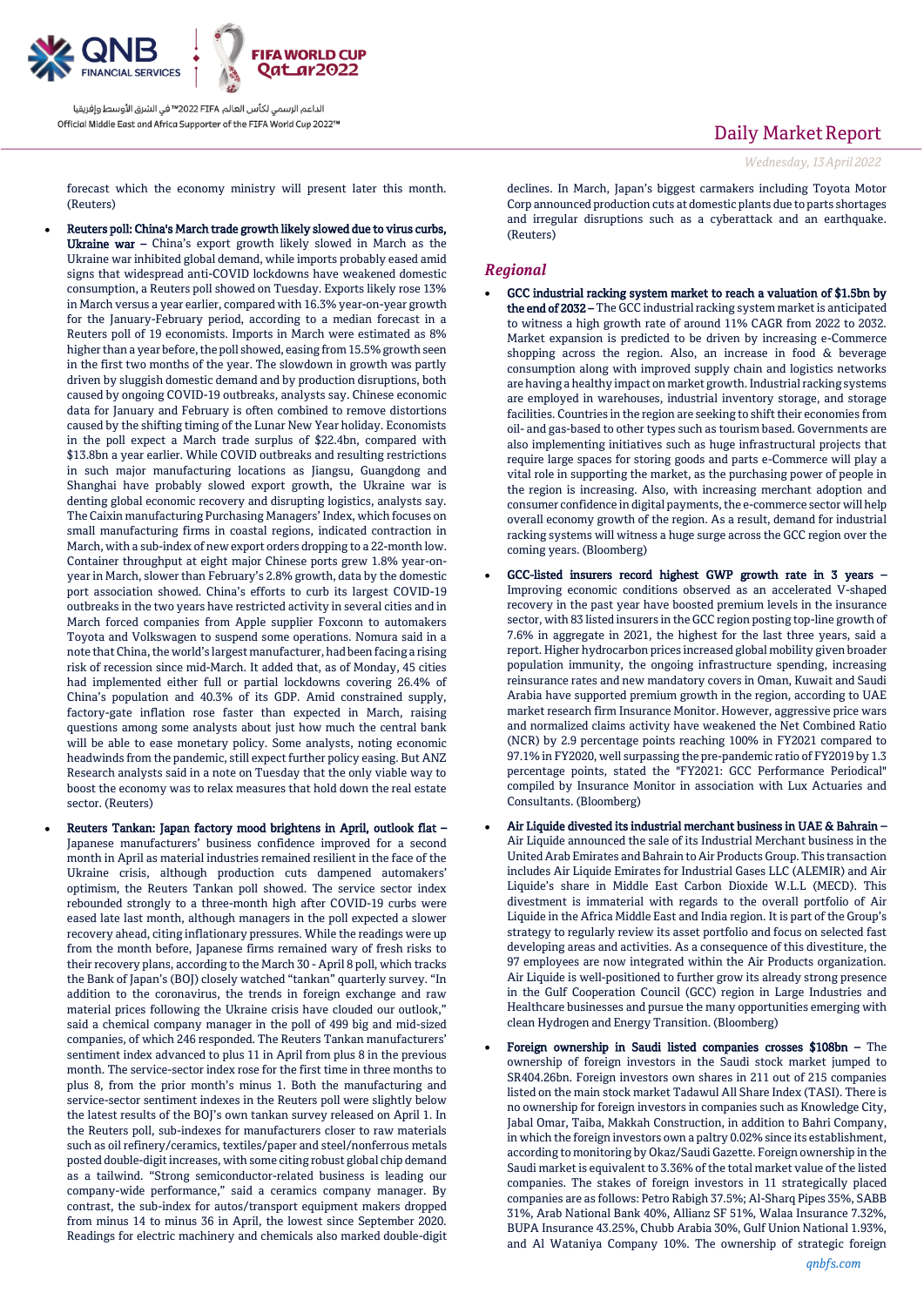forecast which the economy ministry will present later this month. (Reuters)

- **Reuters poll: China's March trade growth likely slowed due to virus curbs, Ukraine war –** China's export growth likely slowed in March as the Ukraine war inhibited global demand, while imports probably eased amid signs that widespread anti-COVID lockdowns have weakened domestic consumption, a Reuters poll showed on Tuesday. Exports likely rose 13% in March versus a year earlier, compared with 16.3% year-on-year growth for the January-February period, according to a median forecast in a Reuters poll of 19 economists. Imports in March were estimated as 8% higher than a year before, the poll showed, easing from 15.5% growth seen in the first two months of the year. The slowdown in growth was partly driven by sluggish domestic demand and by production disruptions, both caused by ongoing COVID-19 outbreaks, analysts say. Chinese economic data for January and February is often combined to remove distortions caused by the shifting timing of the Lunar New Year holiday. Economists in the poll expect a March trade surplus of $22.4bn, compared with $13.8bn a year earlier. While COVID outbreaks and resulting restrictions in such major manufacturing locations as Jiangsu, Guangdong and Shanghai have probably slowed export growth, the Ukraine war is denting global economic recovery and disrupting logistics, analysts say. The Caixin manufacturing Purchasing Managers' Index, which focuses on small manufacturing firms in coastal regions, indicated contraction in March, with a sub-index of new export orders dropping to a 22-month low. Container throughput at eight major Chinese ports grew 1.8% year-on-year in March, slower than February's 2.8% growth, data by the domestic port association showed. China's efforts to curb its largest COVID-19 outbreaks in the two years have restricted activity in several cities and in March forced companies from Apple supplier Foxconn to automakers Toyota and Volkswagen to suspend some operations. Nomura said in a note that China, the world's largest manufacturer, had been facing a rising risk of recession since mid-March. It added that, as of Monday, 45 cities had implemented either full or partial lockdowns covering 26.4% of China's population and 40.3% of its GDP. Amid constrained supply, factory-gate inflation rose faster than expected in March, raising questions among some analysts about just how much the central bank will be able to ease monetary policy. Some analysts, noting economic headwinds from the pandemic, still expect further policy easing. But ANZ Research analysts said in a note on Tuesday that the only viable way to boost the economy was to relax measures that hold down the real estate sector. (Reuters)

- **Reuters Tankan: Japan factory mood brightens in April, outlook flat –** Japanese manufacturers' business confidence improved for a second month in April as material industries remained resilient in the face of the Ukraine crisis, although production cuts dampened automakers' optimism, the Reuters Tankan poll showed. The service sector index rebounded strongly to a three-month high after COVID-19 curbs were eased late last month, although managers in the poll expected a slower recovery ahead, citing inflationary pressures. While the readings were up from the month before, Japanese firms remained wary of fresh risks to their recovery plans, according to the March 30 - April 8 poll, which tracks the Bank of Japan's (BOJ) closely watched "tankan" quarterly survey. "In addition to the coronavirus, the trends in foreign exchange and raw material prices following the Ukraine crisis have clouded our outlook," said a chemical company manager in the poll of 499 big and mid-sized companies, of which 246 responded. The Reuters Tankan manufacturers' sentiment index advanced to plus 11 in April from plus 8 in the previous month. The service-sector index rose for the first time in three months to plus 8, from the prior month's minus 1. Both the manufacturing and service-sector sentiment indexes in the Reuters poll were slightly below the latest results of the BOJ's own tankan survey released on April 1. In the Reuters poll, sub-indexes for manufacturers closer to raw materials such as oil refinery/ceramics, textiles/paper and steel/nonferrous metals posted double-digit increases, with some citing robust global chip demand as a tailwind. "Strong semiconductor-related business is leading our company-wide performance," said a ceramics company manager. By contrast, the sub-index for autos/transport equipment makers dropped from minus 14 to minus 36 in April, the lowest since September 2020. Readings for electric machinery and chemicals also marked double-digit declines. In March, Japan's biggest carmakers including Toyota Motor Corp announced production cuts at domestic plants due to parts shortages and irregular disruptions such as a cyberattack and an earthquake. (Reuters)

## *Regional*

- **GCC industrial racking system market to reach a valuation of $1.5bn by the end of 2032 –** The GCC industrial racking system market is anticipated to witness a high growth rate of around 11% CAGR from 2022 to 2032. Market expansion is predicted to be driven by increasing e-Commerce shopping across the region. Also, an increase in food & beverage consumption along with improved supply chain and logistics networks are having a healthy impact on market growth. Industrial racking systems are employed in warehouses, industrial inventory storage, and storage facilities. Countries in the region are seeking to shift their economies from oil- and gas-based to other types such as tourism based. Governments are also implementing initiatives such as huge infrastructural projects that require large spaces for storing goods and parts e-Commerce will play a vital role in supporting the market, as the purchasing power of people in the region is increasing. Also, with increasing merchant adoption and consumer confidence in digital payments, the e-commerce sector will help overall economy growth of the region. As a result, demand for industrial racking systems will witness a huge surge across the GCC region over the coming years. (Bloomberg)

- **GCC-listed insurers record highest GWP growth rate in 3 years –** Improving economic conditions observed as an accelerated V-shaped recovery in the past year have boosted premium levels in the insurance sector, with 83 listed insurers in the GCC region posting top-line growth of 7.6% in aggregate in 2021, the highest for the last three years, said a report. Higher hydrocarbon prices increased global mobility given broader population immunity, the ongoing infrastructure spending, increasing reinsurance rates and new mandatory covers in Oman, Kuwait and Saudi Arabia have supported premium growth in the region, according to UAE market research firm Insurance Monitor. However, aggressive price wars and normalized claims activity have weakened the Net Combined Ratio (NCR) by 2.9 percentage points reaching 100% in FY2021 compared to 97.1% in FY2020, well surpassing the pre-pandemic ratio of FY2019 by 1.3 percentage points, stated the "FY2021: GCC Performance Periodical" compiled by Insurance Monitor in association with Lux Actuaries and Consultants. (Bloomberg)

- **Air Liquide divested its industrial merchant business in UAE & Bahrain –** Air Liquide announced the sale of its Industrial Merchant business in the United Arab Emirates and Bahrain to Air Products Group. This transaction includes Air Liquide Emirates for Industrial Gases LLC (ALEMIR) and Air Liquide's share in Middle East Carbon Dioxide W.L.L (MECD). This divestment is immaterial with regards to the overall portfolio of Air Liquide in the Africa Middle East and India region. It is part of the Group's strategy to regularly review its asset portfolio and focus on selected fast developing areas and activities. As a consequence of this divestiture, the 97 employees are now integrated within the Air Products organization. Air Liquide is well-positioned to further grow its already strong presence in the Gulf Cooperation Council (GCC) region in Large Industries and Healthcare businesses and pursue the many opportunities emerging with clean Hydrogen and Energy Transition. (Bloomberg)

- **Foreign ownership in Saudi listed companies crosses $108bn –** The ownership of foreign investors in the Saudi stock market jumped to SR404.26bn. Foreign investors own shares in 211 out of 215 companies listed on the main stock market Tadawul All Share Index (TASI). There is no ownership for foreign investors in companies such as Knowledge City, Jabal Omar, Taiba, Makkah Construction, in addition to Bahri Company, in which the foreign investors own a paltry 0.02% since its establishment, according to monitoring by Okaz/Saudi Gazette. Foreign ownership in the Saudi market is equivalent to 3.36% of the total market value of the listed companies. The stakes of foreign investors in 11 strategically placed companies are as follows: Petro Rabigh 37.5%; Al-Sharq Pipes 35%, SABB 31%, Arab National Bank 40%, Allianz SF 51%, Walaa Insurance 7.32%, BUPA Insurance 43.25%, Chubb Arabia 30%, Gulf Union National 1.93%, and Al Wataniya Company 10%. The ownership of strategic foreign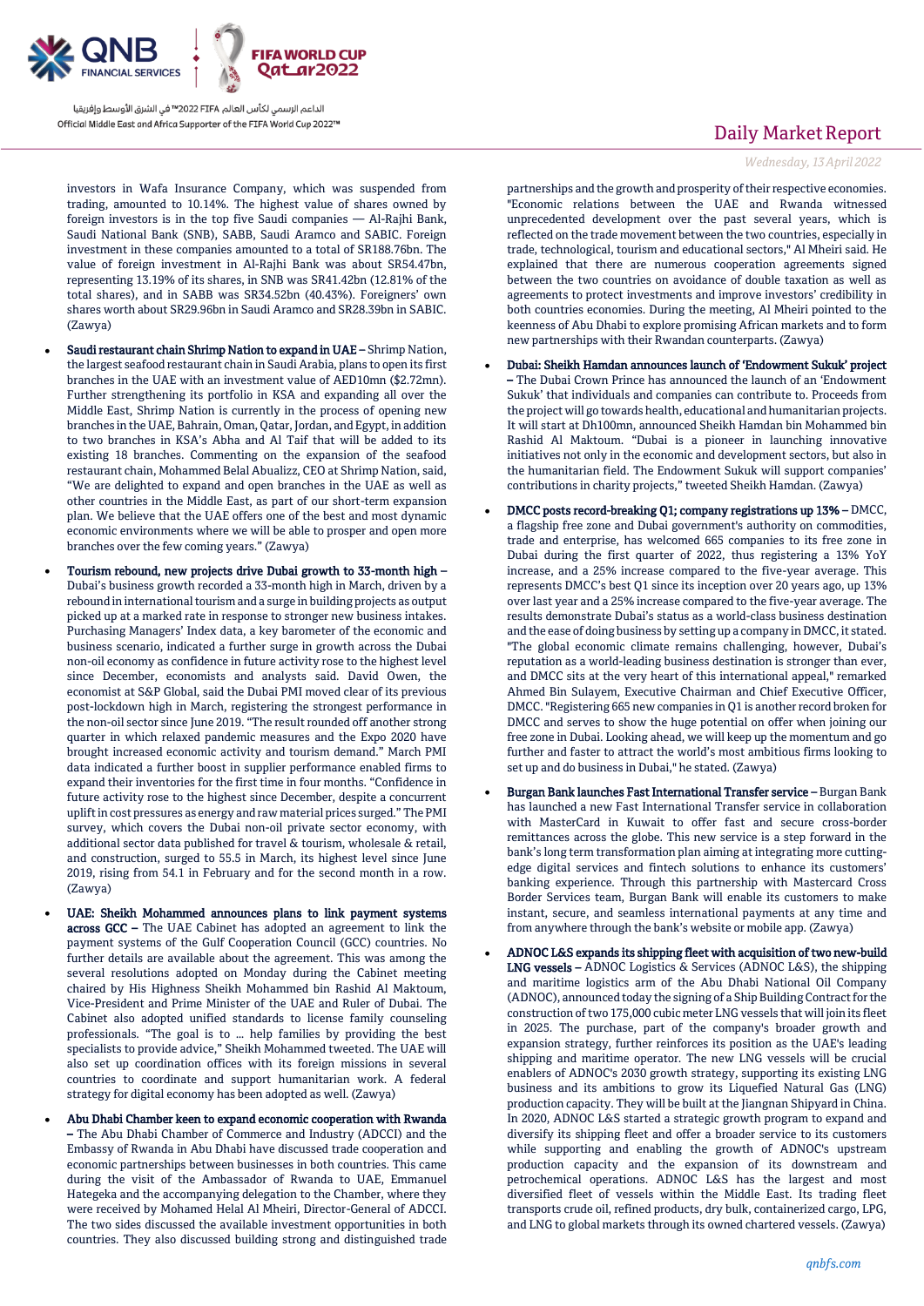investors in Wafa Insurance Company, which was suspended from trading, amounted to 10.14%. The highest value of shares owned by foreign investors is in the top five Saudi companies — Al-Rajhi Bank, Saudi National Bank (SNB), SABB, Saudi Aramco and SABIC. Foreign investment in these companies amounted to a total of SR188.76bn. The value of foreign investment in Al-Rajhi Bank was about SR54.47bn, representing 13.19% of its shares, in SNB was SR41.42bn (12.81% of the total shares), and in SABB was SR34.52bn (40.43%). Foreigners' own shares worth about SR29.96bn in Saudi Aramco and SR28.39bn in SABIC. (Zawya)

- **Saudi restaurant chain Shrimp Nation to expand in UAE –** Shrimp Nation, the largest seafood restaurant chain in Saudi Arabia, plans to open its first branches in the UAE with an investment value of AED10mn ($2.72mn). Further strengthening its portfolio in KSA and expanding all over the Middle East, Shrimp Nation is currently in the process of opening new branches in the UAE, Bahrain, Oman, Qatar, Jordan, and Egypt, in addition to two branches in KSA's Abha and Al Taif that will be added to its existing 18 branches. Commenting on the expansion of the seafood restaurant chain, Mohammed Belal Abualizz, CEO at Shrimp Nation, said, "We are delighted to expand and open branches in the UAE as well as other countries in the Middle East, as part of our short-term expansion plan. We believe that the UAE offers one of the best and most dynamic economic environments where we will be able to prosper and open more branches over the few coming years." (Zawya)
- **Tourism rebound, new projects drive Dubai growth to 33-month high –** Dubai's business growth recorded a 33-month high in March, driven by a rebound in international tourism and a surge in building projects as output picked up at a marked rate in response to stronger new business intakes. Purchasing Managers' Index data, a key barometer of the economic and business scenario, indicated a further surge in growth across the Dubai non-oil economy as confidence in future activity rose to the highest level since December, economists and analysts said. David Owen, the economist at S&P Global, said the Dubai PMI moved clear of its previous post-lockdown high in March, registering the strongest performance in the non-oil sector since June 2019. "The result rounded off another strong quarter in which relaxed pandemic measures and the Expo 2020 have brought increased economic activity and tourism demand." March PMI data indicated a further boost in supplier performance enabled firms to expand their inventories for the first time in four months. "Confidence in future activity rose to the highest since December, despite a concurrent uplift in cost pressures as energy and raw material prices surged." The PMI survey, which covers the Dubai non-oil private sector economy, with additional sector data published for travel & tourism, wholesale & retail, and construction, surged to 55.5 in March, its highest level since June 2019, rising from 54.1 in February and for the second month in a row. (Zawya)
- **UAE: Sheikh Mohammed announces plans to link payment systems across GCC –** The UAE Cabinet has adopted an agreement to link the payment systems of the Gulf Cooperation Council (GCC) countries. No further details are available about the agreement. This was among the several resolutions adopted on Monday during the Cabinet meeting chaired by His Highness Sheikh Mohammed bin Rashid Al Maktoum, Vice-President and Prime Minister of the UAE and Ruler of Dubai. The Cabinet also adopted unified standards to license family counseling professionals. "The goal is to … help families by providing the best specialists to provide advice," Sheikh Mohammed tweeted. The UAE will also set up coordination offices with its foreign missions in several countries to coordinate and support humanitarian work. A federal strategy for digital economy has been adopted as well. (Zawya)
- **Abu Dhabi Chamber keen to expand economic cooperation with Rwanda –** The Abu Dhabi Chamber of Commerce and Industry (ADCCI) and the Embassy of Rwanda in Abu Dhabi have discussed trade cooperation and economic partnerships between businesses in both countries. This came during the visit of the Ambassador of Rwanda to UAE, Emmanuel Hategeka and the accompanying delegation to the Chamber, where they were received by Mohamed Helal Al Mheiri, Director-General of ADCCI. The two sides discussed the available investment opportunities in both countries. They also discussed building strong and distinguished trade partnerships and the growth and prosperity of their respective economies. "Economic relations between the UAE and Rwanda witnessed unprecedented development over the past several years, which is reflected on the trade movement between the two countries, especially in trade, technological, tourism and educational sectors," Al Mheiri said. He explained that there are numerous cooperation agreements signed between the two countries on avoidance of double taxation as well as agreements to protect investments and improve investors' credibility in both countries economies. During the meeting, Al Mheiri pointed to the keenness of Abu Dhabi to explore promising African markets and to form new partnerships with their Rwandan counterparts. (Zawya)
- **Dubai: Sheikh Hamdan announces launch of 'Endowment Sukuk' project –** The Dubai Crown Prince has announced the launch of an 'Endowment Sukuk' that individuals and companies can contribute to. Proceeds from the project will go towards health, educational and humanitarian projects. It will start at Dh100mn, announced Sheikh Hamdan bin Mohammed bin Rashid Al Maktoum. "Dubai is a pioneer in launching innovative initiatives not only in the economic and development sectors, but also in the humanitarian field. The Endowment Sukuk will support companies' contributions in charity projects," tweeted Sheikh Hamdan. (Zawya)
- **DMCC posts record-breaking Q1; company registrations up 13% –** DMCC, a flagship free zone and Dubai government's authority on commodities, trade and enterprise, has welcomed 665 companies to its free zone in Dubai during the first quarter of 2022, thus registering a 13% YoY increase, and a 25% increase compared to the five-year average. This represents DMCC's best Q1 since its inception over 20 years ago, up 13% over last year and a 25% increase compared to the five-year average. The results demonstrate Dubai's status as a world-class business destination and the ease of doing business by setting up a company in DMCC, it stated. "The global economic climate remains challenging, however, Dubai's reputation as a world-leading business destination is stronger than ever, and DMCC sits at the very heart of this international appeal," remarked Ahmed Bin Sulayem, Executive Chairman and Chief Executive Officer, DMCC. "Registering 665 new companies in Q1 is another record broken for DMCC and serves to show the huge potential on offer when joining our free zone in Dubai. Looking ahead, we will keep up the momentum and go further and faster to attract the world's most ambitious firms looking to set up and do business in Dubai," he stated. (Zawya)
- **Burgan Bank launches Fast International Transfer service –** Burgan Bank has launched a new Fast International Transfer service in collaboration with MasterCard in Kuwait to offer fast and secure cross-border remittances across the globe. This new service is a step forward in the bank's long term transformation plan aiming at integrating more cutting-edge digital services and fintech solutions to enhance its customers' banking experience. Through this partnership with Mastercard Cross Border Services team, Burgan Bank will enable its customers to make instant, secure, and seamless international payments at any time and from anywhere through the bank's website or mobile app. (Zawya)
- **ADNOC L&S expands its shipping fleet with acquisition of two new-build LNG vessels –** ADNOC Logistics & Services (ADNOC L&S), the shipping and maritime logistics arm of the Abu Dhabi National Oil Company (ADNOC), announced today the signing of a Ship Building Contract for the construction of two 175,000 cubic meter LNG vessels that will join its fleet in 2025. The purchase, part of the company's broader growth and expansion strategy, further reinforces its position as the UAE's leading shipping and maritime operator. The new LNG vessels will be crucial enablers of ADNOC's 2030 growth strategy, supporting its existing LNG business and its ambitions to grow its Liquefied Natural Gas (LNG) production capacity. They will be built at the Jiangnan Shipyard in China. In 2020, ADNOC L&S started a strategic growth program to expand and diversify its shipping fleet and offer a broader service to its customers while supporting and enabling the growth of ADNOC's upstream production capacity and the expansion of its downstream and petrochemical operations. ADNOC L&S has the largest and most diversified fleet of vessels within the Middle East. Its trading fleet transports crude oil, refined products, dry bulk, containerized cargo, LPG, and LNG to global markets through its owned chartered vessels. (Zawya)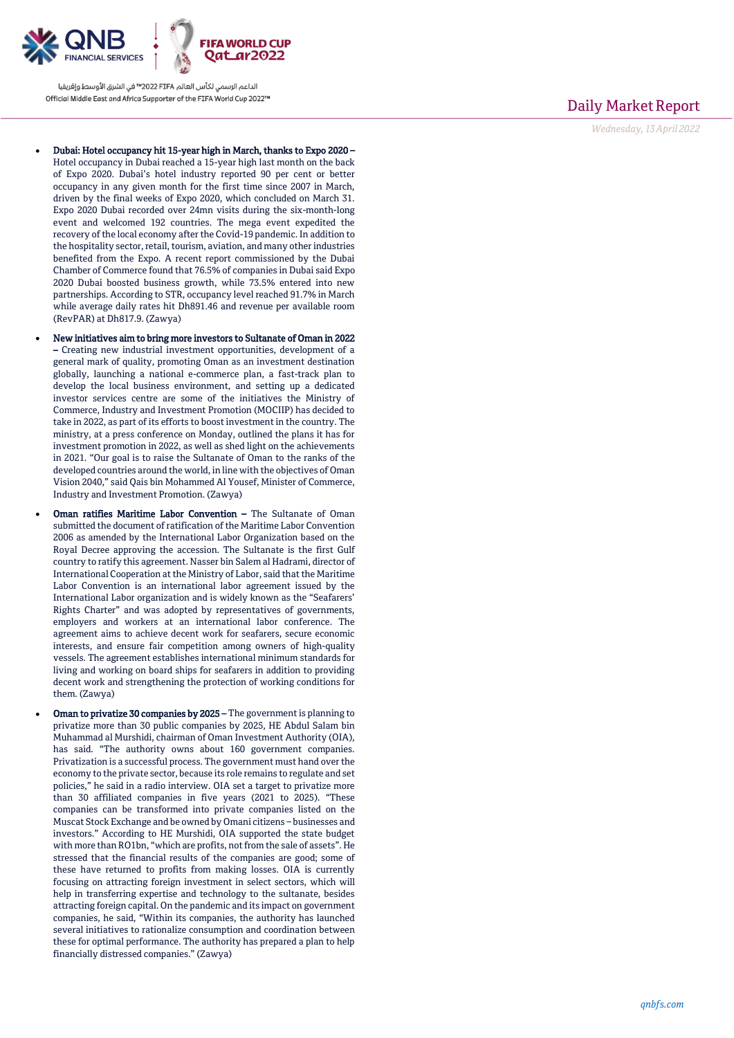- **Dubai: Hotel occupancy hit 15-year high in March, thanks to Expo 2020 –** Hotel occupancy in Dubai reached a 15-year high last month on the back of Expo 2020. Dubai's hotel industry reported 90 per cent or better occupancy in any given month for the first time since 2007 in March, driven by the final weeks of Expo 2020, which concluded on March 31. Expo 2020 Dubai recorded over 24mn visits during the six-month-long event and welcomed 192 countries. The mega event expedited the recovery of the local economy after the Covid-19 pandemic. In addition to the hospitality sector, retail, tourism, aviation, and many other industries benefited from the Expo. A recent report commissioned by the Dubai Chamber of Commerce found that 76.5% of companies in Dubai said Expo 2020 Dubai boosted business growth, while 73.5% entered into new partnerships. According to STR, occupancy level reached 91.7% in March while average daily rates hit Dh891.46 and revenue per available room (RevPAR) at Dh817.9. (Zawya)

- **New initiatives aim to bring more investors to Sultanate of Oman in 2022 –** Creating new industrial investment opportunities, development of a general mark of quality, promoting Oman as an investment destination globally, launching a national e-commerce plan, a fast-track plan to develop the local business environment, and setting up a dedicated investor services centre are some of the initiatives the Ministry of Commerce, Industry and Investment Promotion (MOCIIP) has decided to take in 2022, as part of its efforts to boost investment in the country. The ministry, at a press conference on Monday, outlined the plans it has for investment promotion in 2022, as well as shed light on the achievements in 2021. "Our goal is to raise the Sultanate of Oman to the ranks of the developed countries around the world, in line with the objectives of Oman Vision 2040," said Qais bin Mohammed Al Yousef, Minister of Commerce, Industry and Investment Promotion. (Zawya)

- **Oman ratifies Maritime Labor Convention –** The Sultanate of Oman submitted the document of ratification of the Maritime Labor Convention 2006 as amended by the International Labor Organization based on the Royal Decree approving the accession. The Sultanate is the first Gulf country to ratify this agreement. Nasser bin Salem al Hadrami, director of International Cooperation at the Ministry of Labor, said that the Maritime Labor Convention is an international labor agreement issued by the International Labor organization and is widely known as the "Seafarers' Rights Charter" and was adopted by representatives of governments, employers and workers at an international labor conference. The agreement aims to achieve decent work for seafarers, secure economic interests, and ensure fair competition among owners of high-quality vessels. The agreement establishes international minimum standards for living and working on board ships for seafarers in addition to providing decent work and strengthening the protection of working conditions for them. (Zawya)

- **Oman to privatize 30 companies by 2025 –** The government is planning to privatize more than 30 public companies by 2025, HE Abdul Salam bin Muhammad al Murshidi, chairman of Oman Investment Authority (OIA), has said. "The authority owns about 160 government companies. Privatization is a successful process. The government must hand over the economy to the private sector, because its role remains to regulate and set policies," he said in a radio interview. OIA set a target to privatize more than 30 affiliated companies in five years (2021 to 2025). "These companies can be transformed into private companies listed on the Muscat Stock Exchange and be owned by Omani citizens – businesses and investors." According to HE Murshidi, OIA supported the state budget with more than RO1bn, "which are profits, not from the sale of assets". He stressed that the financial results of the companies are good; some of these have returned to profits from making losses. OIA is currently focusing on attracting foreign investment in select sectors, which will help in transferring expertise and technology to the sultanate, besides attracting foreign capital. On the pandemic and its impact on government companies, he said, "Within its companies, the authority has launched several initiatives to rationalize consumption and coordination between these for optimal performance. The authority has prepared a plan to help financially distressed companies." (Zawya)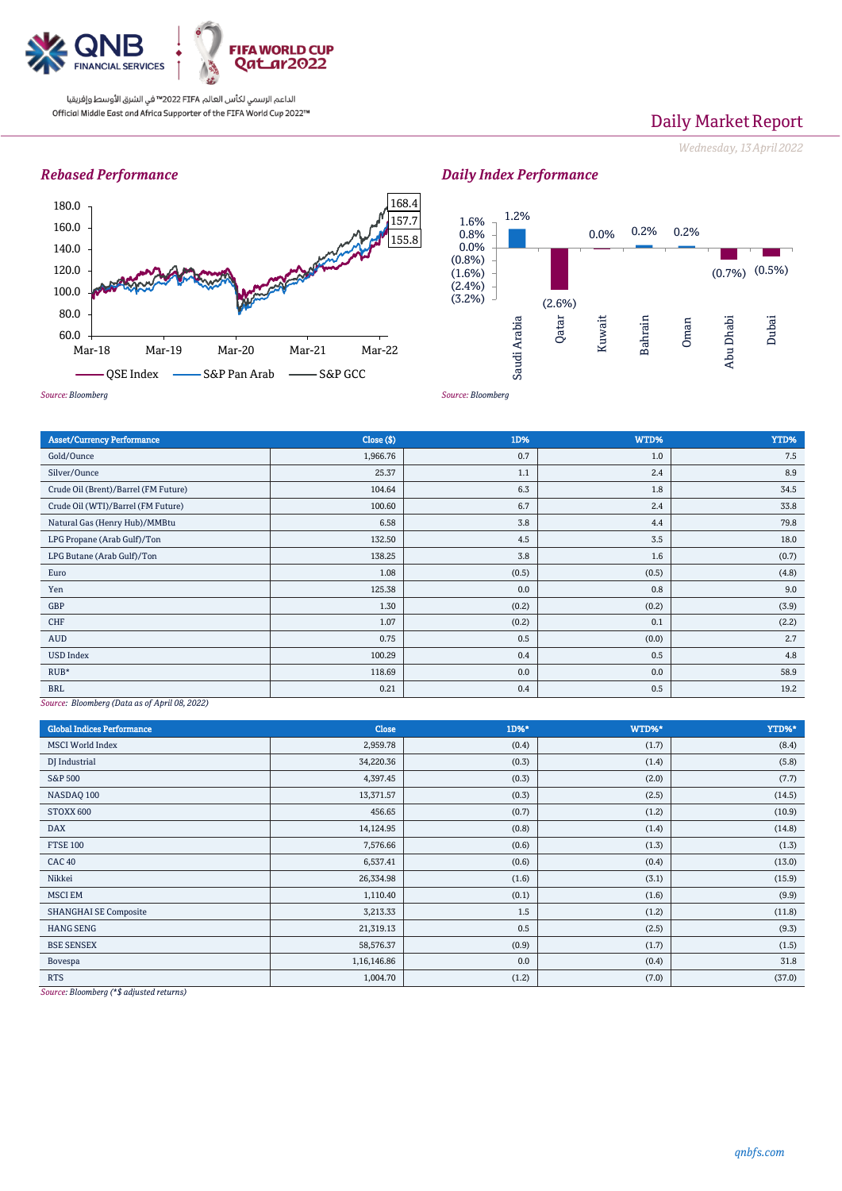# Daily Market Report

*Wednesday, 13 April 2022*

### *Rebased Performance*

Chart labels: 180.0, 160.0, 140.0, 120.0, 100.0, 80.0, 60.0; Mar-18, Mar-19, Mar-20, Mar-21, Mar-22; 168.4, 157.7, 155.8; QSE Index, S&P Pan Arab, S&P GCC

*Source: Bloomberg*

### *Daily Index Performance*

Chart labels: 1.6%, 0.8%, 0.0%, (0.8%), (1.6%), (2.4%), (3.2%)

| Saudi Arabia | Qatar | Kuwait | Bahrain | Oman | Abu Dhabi | Dubai |
|---|---|---|---|---|---|---|
| 1.2% | (2.6%) | 0.0% | 0.2% | 0.2% | (0.7%) | (0.5%) |

*Source: Bloomberg*

| Asset/Currency Performance | Close ($) | 1D% | WTD% | YTD% |
|---|---|---|---|---|
| Gold/Ounce | 1,966.76 | 0.7 | 1.0 | 7.5 |
| Silver/Ounce | 25.37 | 1.1 | 2.4 | 8.9 |
| Crude Oil (Brent)/Barrel (FM Future) | 104.64 | 6.3 | 1.8 | 34.5 |
| Crude Oil (WTI)/Barrel (FM Future) | 100.60 | 6.7 | 2.4 | 33.8 |
| Natural Gas (Henry Hub)/MMBtu | 6.58 | 3.8 | 4.4 | 79.8 |
| LPG Propane (Arab Gulf)/Ton | 132.50 | 4.5 | 3.5 | 18.0 |
| LPG Butane (Arab Gulf)/Ton | 138.25 | 3.8 | 1.6 | (0.7) |
| Euro | 1.08 | (0.5) | (0.5) | (4.8) |
| Yen | 125.38 | 0.0 | 0.8 | 9.0 |
| GBP | 1.30 | (0.2) | (0.2) | (3.9) |
| CHF | 1.07 | (0.2) | 0.1 | (2.2) |
| AUD | 0.75 | 0.5 | (0.0) | 2.7 |
| USD Index | 100.29 | 0.4 | 0.5 | 4.8 |
| RUB* | 118.69 | 0.0 | 0.0 | 58.9 |
| BRL | 0.21 | 0.4 | 0.5 | 19.2 |

*Source: Bloomberg (Data as of April 08, 2022)*

| Global Indices Performance | Close | 1D%* | WTD%* | YTD%* |
|---|---|---|---|---|
| MSCI World Index | 2,959.78 | (0.4) | (1.7) | (8.4) |
| DJ Industrial | 34,220.36 | (0.3) | (1.4) | (5.8) |
| S&P 500 | 4,397.45 | (0.3) | (2.0) | (7.7) |
| NASDAQ 100 | 13,371.57 | (0.3) | (2.5) | (14.5) |
| STOXX 600 | 456.65 | (0.7) | (1.2) | (10.9) |
| DAX | 14,124.95 | (0.8) | (1.4) | (14.8) |
| FTSE 100 | 7,576.66 | (0.6) | (1.3) | (1.3) |
| CAC 40 | 6,537.41 | (0.6) | (0.4) | (13.0) |
| Nikkei | 26,334.98 | (1.6) | (3.1) | (15.9) |
| MSCI EM | 1,110.40 | (0.1) | (1.6) | (9.9) |
| SHANGHAI SE Composite | 3,213.33 | 1.5 | (1.2) | (11.8) |
| HANG SENG | 21,319.13 | 0.5 | (2.5) | (9.3) |
| BSE SENSEX | 58,576.37 | (0.9) | (1.7) | (1.5) |
| Bovespa | 1,16,146.86 | 0.0 | (0.4) | 31.8 |
| RTS | 1,004.70 | (1.2) | (7.0) | (37.0) |

*Source: Bloomberg (*$ adjusted returns)*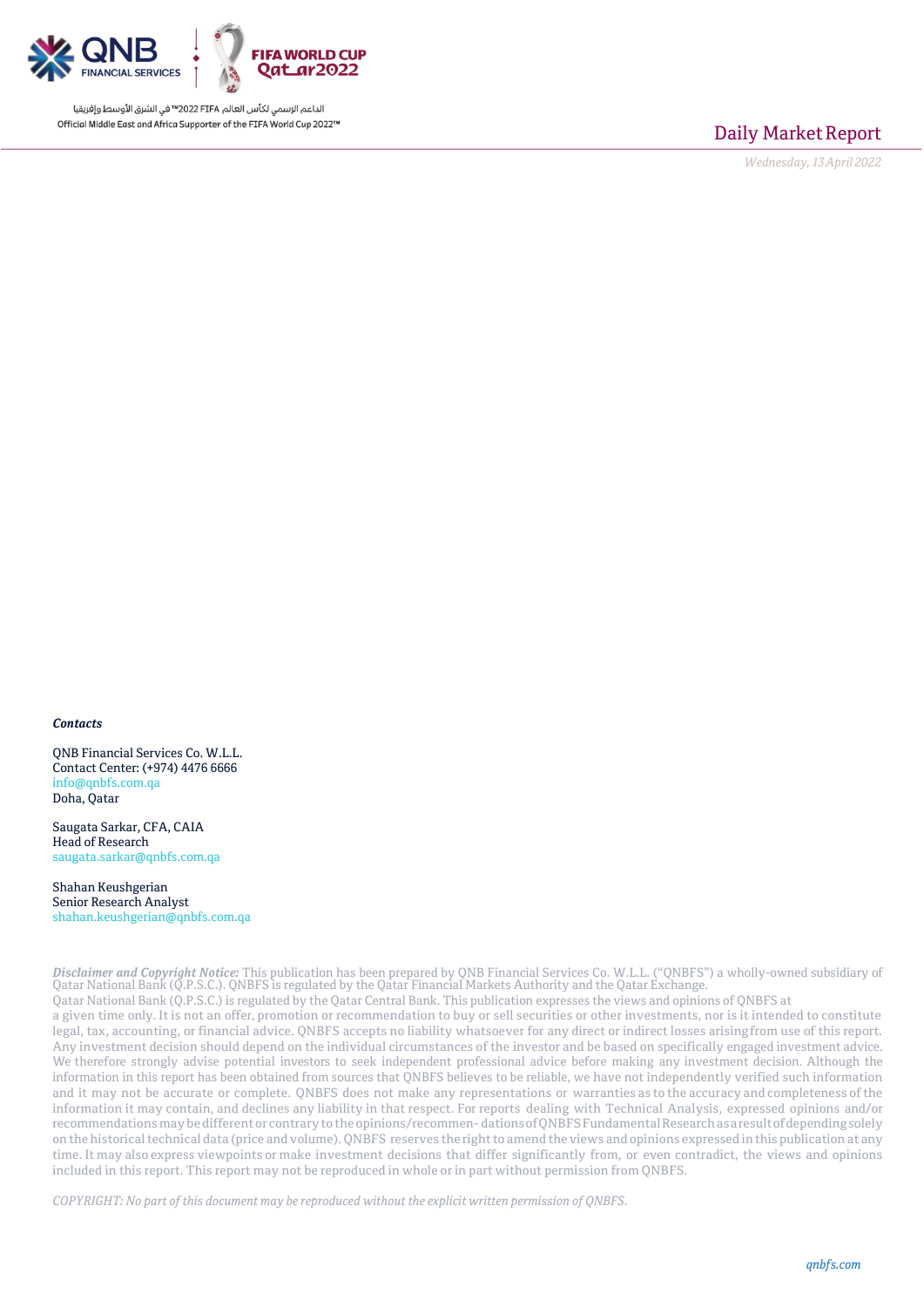الداعم الرسمي لكأس العالم FIFA 2022™ في الشرق الأوسط وإفريقيا
Official Middle East and Africa Supporter of the FIFA World Cup 2022™

# Daily Market Report

*Wednesday, 13 April 2022*

***Contacts***

QNB Financial Services Co. W.L.L.
Contact Center: (+974) 4476 6666
info@qnbfs.com.qa
Doha, Qatar

Saugata Sarkar, CFA, CAIA
Head of Research
saugata.sarkar@qnbfs.com.qa

Shahan Keushgerian
Senior Research Analyst
shahan.keushgerian@qnbfs.com.qa

***Disclaimer and Copyright Notice:*** This publication has been prepared by QNB Financial Services Co. W.L.L. ("QNBFS") a wholly-owned subsidiary of Qatar National Bank (Q.P.S.C.). QNBFS is regulated by the Qatar Financial Markets Authority and the Qatar Exchange. Qatar National Bank (Q.P.S.C.) is regulated by the Qatar Central Bank. This publication expresses the views and opinions of QNBFS at a given time only. It is not an offer, promotion or recommendation to buy or sell securities or other investments, nor is it intended to constitute legal, tax, accounting, or financial advice. QNBFS accepts no liability whatsoever for any direct or indirect losses arising from use of this report. Any investment decision should depend on the individual circumstances of the investor and be based on specifically engaged investment advice. We therefore strongly advise potential investors to seek independent professional advice before making any investment decision. Although the information in this report has been obtained from sources that QNBFS believes to be reliable, we have not independently verified such information and it may not be accurate or complete. QNBFS does not make any representations or warranties as to the accuracy and completeness of the information it may contain, and declines any liability in that respect. For reports dealing with Technical Analysis, expressed opinions and/or recommendations may be different or contrary to the opinions/recommen- dations of QNBFS Fundamental Research as a result of depending solely on the historical technical data (price and volume). QNBFS reserves the right to amend the views and opinions expressed in this publication at any time. It may also express viewpoints or make investment decisions that differ significantly from, or even contradict, the views and opinions included in this report. This report may not be reproduced in whole or in part without permission from QNBFS.

*COPYRIGHT: No part of this document may be reproduced without the explicit written permission of QNBFS.*

*qnbfs.com*